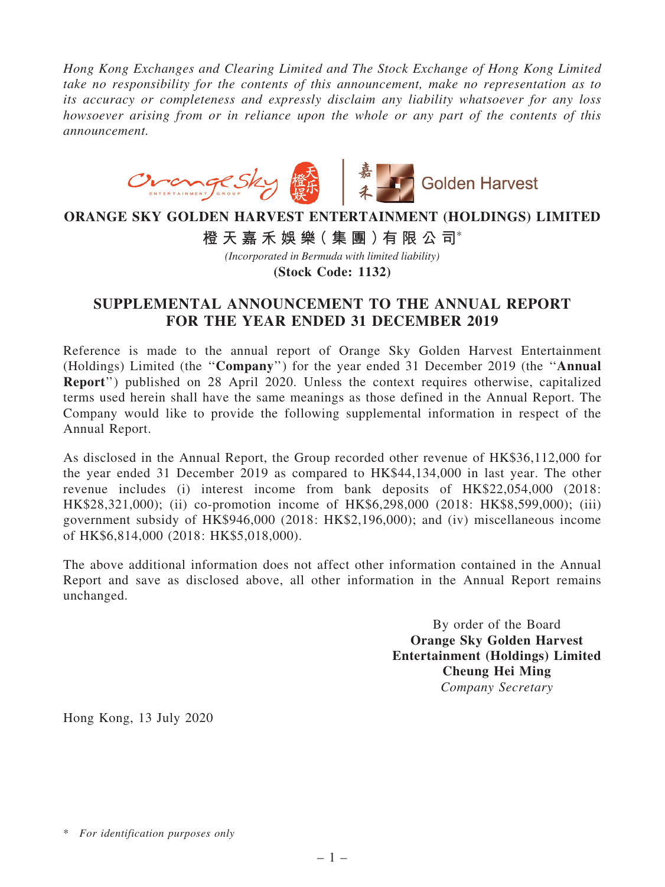*Hong Kong Exchanges and Clearing Limited and The Stock Exchange of Hong Kong Limited take no responsibility for the contents of this announcement, make no representation as to its accuracy or completeness and expressly disclaim any liability whatsoever for any loss howsoever arising from or in reliance upon the whole or any part of the contents of this announcement.*

# ORANGE SKY GOLDEN HARVEST ENTERTAINMENT (HOLDINGS) LIMITED

# 橙天嘉禾娛樂（集團）有限公司*

*(Incorporated in Bermuda with limited liability)*

**(Stock Code: 1132)**

## SUPPLEMENTAL ANNOUNCEMENT TO THE ANNUAL REPORT FOR THE YEAR ENDED 31 DECEMBER 2019

Reference is made to the annual report of Orange Sky Golden Harvest Entertainment (Holdings) Limited (the "**Company**") for the year ended 31 December 2019 (the "**Annual Report**") published on 28 April 2020. Unless the context requires otherwise, capitalized terms used herein shall have the same meanings as those defined in the Annual Report. The Company would like to provide the following supplemental information in respect of the Annual Report.

As disclosed in the Annual Report, the Group recorded other revenue of HK$36,112,000 for the year ended 31 December 2019 as compared to HK$44,134,000 in last year. The other revenue includes (i) interest income from bank deposits of HK$22,054,000 (2018: HK$28,321,000); (ii) co-promotion income of HK$6,298,000 (2018: HK$8,599,000); (iii) government subsidy of HK$946,000 (2018: HK$2,196,000); and (iv) miscellaneous income of HK$6,814,000 (2018: HK$5,018,000).

The above additional information does not affect other information contained in the Annual Report and save as disclosed above, all other information in the Annual Report remains unchanged.

By order of the Board
**Orange Sky Golden Harvest Entertainment (Holdings) Limited**
**Cheung Hei Ming**
*Company Secretary*

Hong Kong, 13 July 2020

\* *For identification purposes only*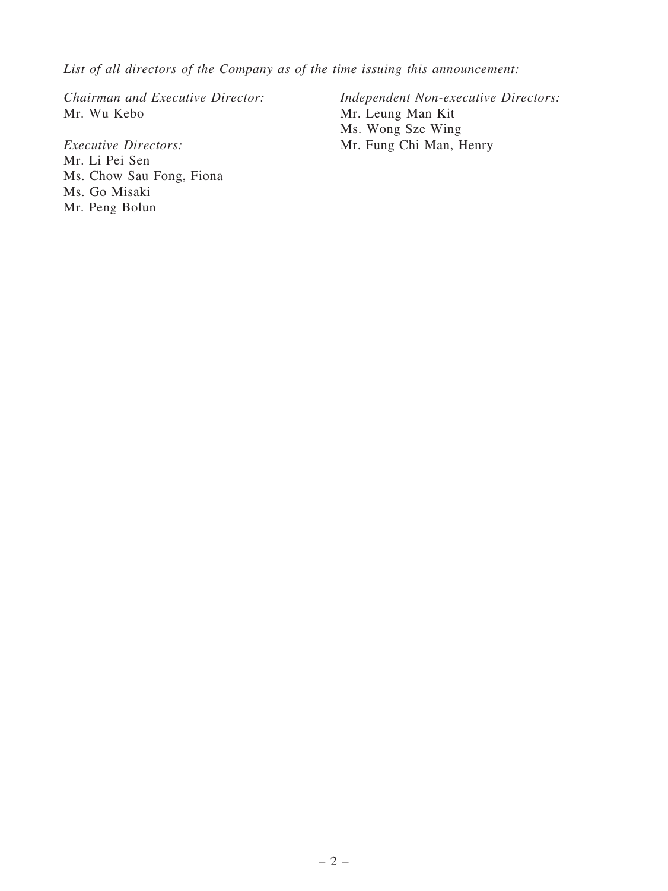*List of all directors of the Company as of the time issuing this announcement:*

*Chairman and Executive Director:*
Mr. Wu Kebo

*Executive Directors:*
Mr. Li Pei Sen
Ms. Chow Sau Fong, Fiona
Ms. Go Misaki
Mr. Peng Bolun

*Independent Non-executive Directors:*
Mr. Leung Man Kit
Ms. Wong Sze Wing
Mr. Fung Chi Man, Henry